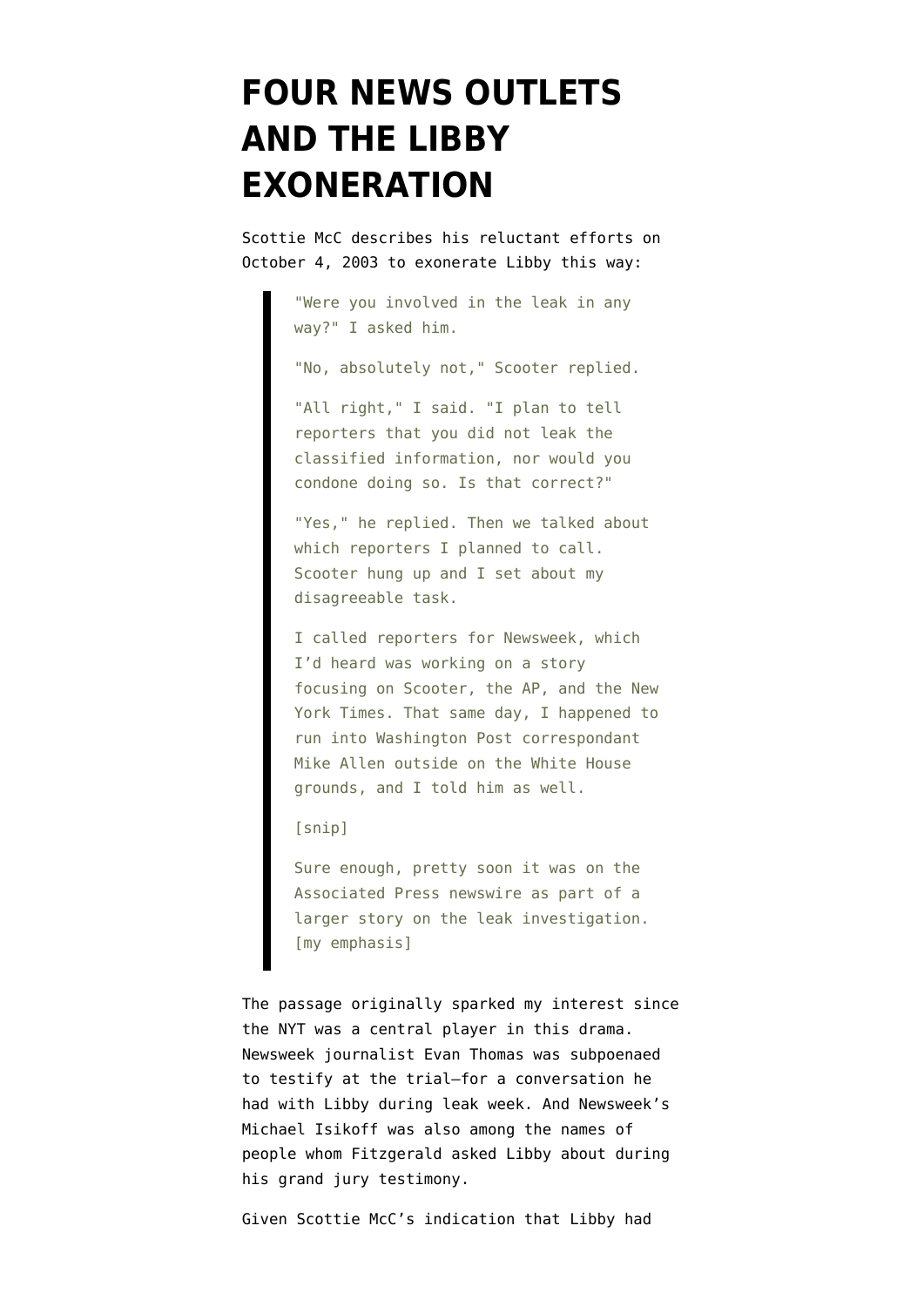# FOUR NEWS OUTLETS AND THE LIBBY EXONERATION

Scottie McC describes his reluctant efforts on October 4, 2003 to exonerate Libby this way:

> "Were you involved in the leak in any way?" I asked him.
>
> "No, absolutely not," Scooter replied.
>
> "All right," I said. "I plan to tell reporters that you did not leak the classified information, nor would you condone doing so. Is that correct?"
>
> "Yes," he replied. Then we talked about which reporters I planned to call. Scooter hung up and I set about my disagreeable task.
>
> I called reporters for Newsweek, which I'd heard was working on a story focusing on Scooter, the AP, and the New York Times. That same day, I happened to run into Washington Post correspondant Mike Allen outside on the White House grounds, and I told him as well.
>
> [snip]
>
> Sure enough, pretty soon it was on the Associated Press newswire as part of a larger story on the leak investigation. [my emphasis]

The passage originally sparked my interest since the NYT was a central player in this drama. Newsweek journalist Evan Thomas was subpoenaed to testify at the trial–for a conversation he had with Libby during leak week. And Newsweek's Michael Isikoff was also among the names of people whom Fitzgerald asked Libby about during his grand jury testimony.

Given Scottie McC's indication that Libby had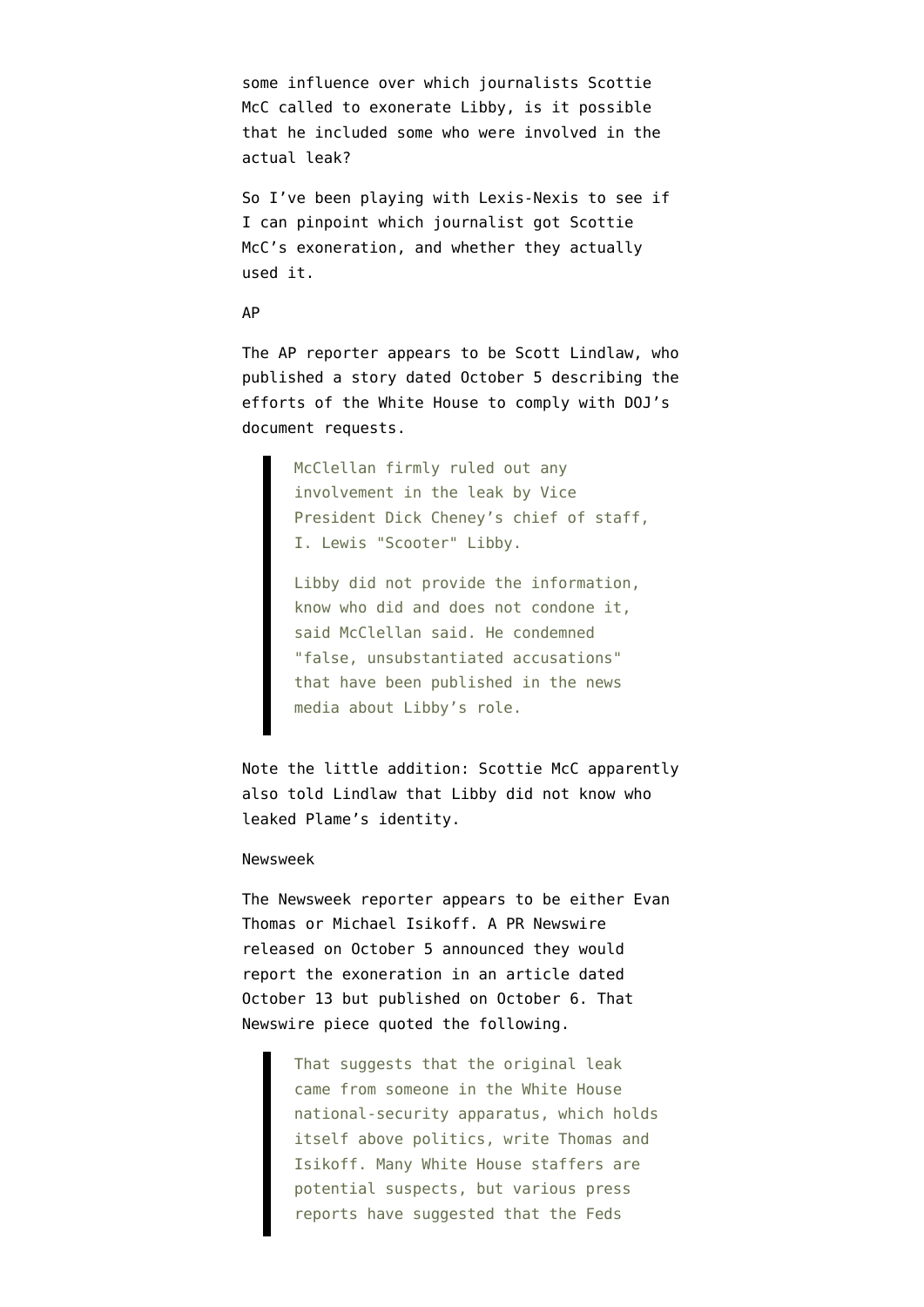some influence over which journalists Scottie McC called to exonerate Libby, is it possible that he included some who were involved in the actual leak?

So I've been playing with Lexis-Nexis to see if I can pinpoint which journalist got Scottie McC's exoneration, and whether they actually used it.

AP

The AP reporter appears to be Scott Lindlaw, who published a story dated October 5 describing the efforts of the White House to comply with DOJ's document requests.

> McClellan firmly ruled out any involvement in the leak by Vice President Dick Cheney's chief of staff, I. Lewis "Scooter" Libby.
>
> Libby did not provide the information, know who did and does not condone it, said McClellan said. He condemned "false, unsubstantiated accusations" that have been published in the news media about Libby's role.

Note the little addition: Scottie McC apparently also told Lindlaw that Libby did not know who leaked Plame's identity.

Newsweek

The Newsweek reporter appears to be either Evan Thomas or Michael Isikoff. A PR Newswire released on October 5 announced they would report the exoneration in an article dated October 13 but published on October 6. That Newswire piece quoted the following.

> That suggests that the original leak came from someone in the White House national-security apparatus, which holds itself above politics, write Thomas and Isikoff. Many White House staffers are potential suspects, but various press reports have suggested that the Feds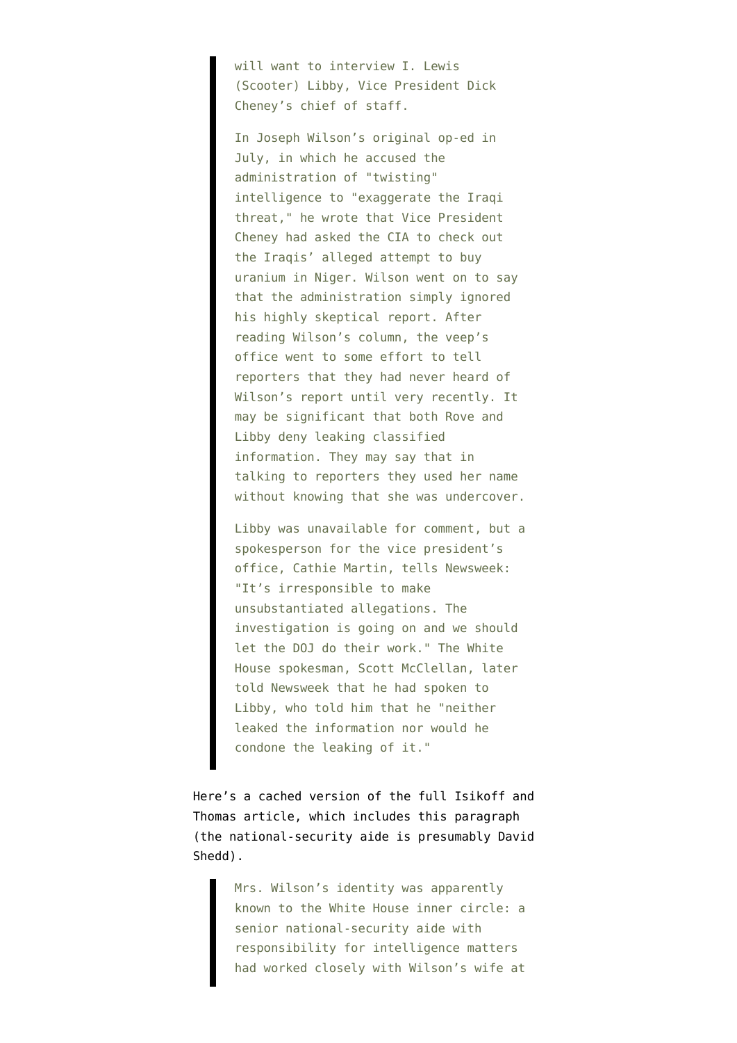> will want to interview I. Lewis (Scooter) Libby, Vice President Dick Cheney's chief of staff.
>
> In Joseph Wilson's original op-ed in July, in which he accused the administration of "twisting" intelligence to "exaggerate the Iraqi threat," he wrote that Vice President Cheney had asked the CIA to check out the Iraqis' alleged attempt to buy uranium in Niger. Wilson went on to say that the administration simply ignored his highly skeptical report. After reading Wilson's column, the veep's office went to some effort to tell reporters that they had never heard of Wilson's report until very recently. It may be significant that both Rove and Libby deny leaking classified information. They may say that in talking to reporters they used her name without knowing that she was undercover.
>
> Libby was unavailable for comment, but a spokesperson for the vice president's office, Cathie Martin, tells Newsweek: "It's irresponsible to make unsubstantiated allegations. The investigation is going on and we should let the DOJ do their work." The White House spokesman, Scott McClellan, later told Newsweek that he had spoken to Libby, who told him that he "neither leaked the information nor would he condone the leaking of it."

Here's a cached version of the full Isikoff and Thomas article, which includes this paragraph (the national-security aide is presumably David Shedd).

> Mrs. Wilson's identity was apparently known to the White House inner circle: a senior national-security aide with responsibility for intelligence matters had worked closely with Wilson's wife at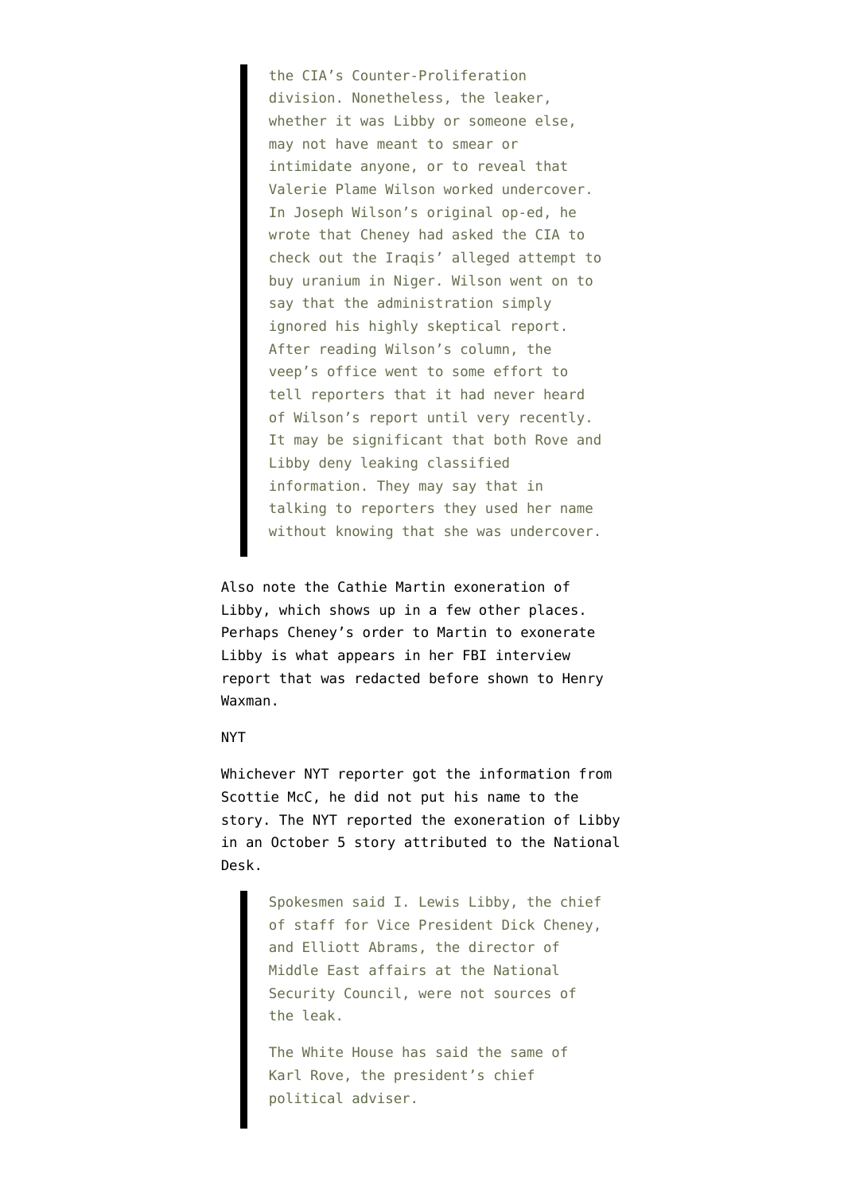> the CIA's Counter-Proliferation division. Nonetheless, the leaker, whether it was Libby or someone else, may not have meant to smear or intimidate anyone, or to reveal that Valerie Plame Wilson worked undercover. In Joseph Wilson's original op-ed, he wrote that Cheney had asked the CIA to check out the Iraqis' alleged attempt to buy uranium in Niger. Wilson went on to say that the administration simply ignored his highly skeptical report. After reading Wilson's column, the veep's office went to some effort to tell reporters that it had never heard of Wilson's report until very recently. It may be significant that both Rove and Libby deny leaking classified information. They may say that in talking to reporters they used her name without knowing that she was undercover.

Also note the Cathie Martin exoneration of Libby, which shows up in a few other places. Perhaps Cheney's order to Martin to exonerate Libby is what appears in her FBI interview report that was redacted before shown to Henry Waxman.

NYT

Whichever NYT reporter got the information from Scottie McC, he did not put his name to the story. The NYT reported the exoneration of Libby in an October 5 story attributed to the National Desk.

> Spokesmen said I. Lewis Libby, the chief of staff for Vice President Dick Cheney, and Elliott Abrams, the director of Middle East affairs at the National Security Council, were not sources of the leak.
>
> The White House has said the same of Karl Rove, the president's chief political adviser.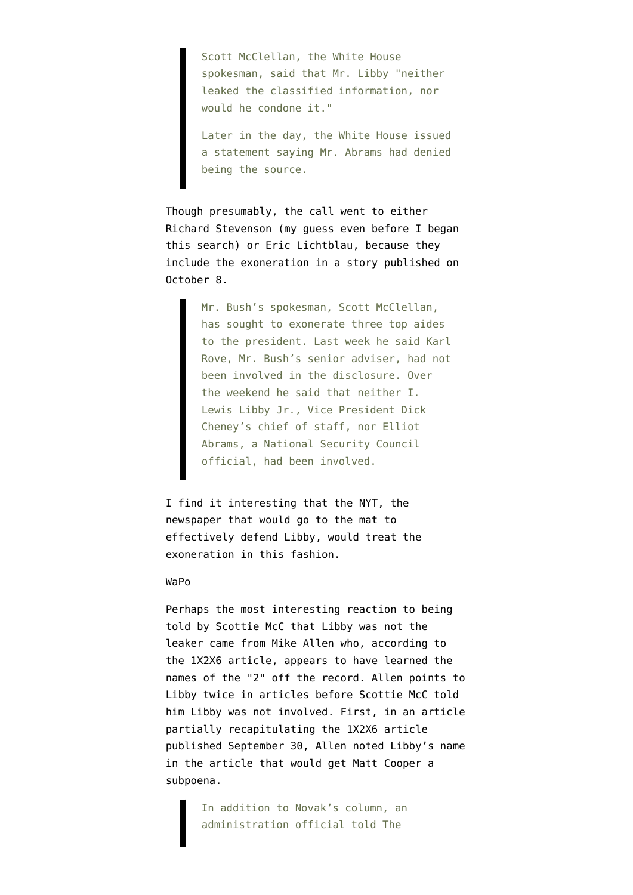> Scott McClellan, the White House spokesman, said that Mr. Libby "neither leaked the classified information, nor would he condone it."
>
> Later in the day, the White House issued a statement saying Mr. Abrams had denied being the source.

Though presumably, the call went to either Richard Stevenson (my guess even before I began this search) or Eric Lichtblau, because they include the exoneration in a story published on October 8.

> Mr. Bush's spokesman, Scott McClellan, has sought to exonerate three top aides to the president. Last week he said Karl Rove, Mr. Bush's senior adviser, had not been involved in the disclosure. Over the weekend he said that neither I. Lewis Libby Jr., Vice President Dick Cheney's chief of staff, nor Elliot Abrams, a National Security Council official, had been involved.

I find it interesting that the NYT, the newspaper that would go to the mat to effectively defend Libby, would treat the exoneration in this fashion.

WaPo

Perhaps the most interesting reaction to being told by Scottie McC that Libby was not the leaker came from Mike Allen who, according to the 1X2X6 article, appears to have learned the names of the "2" off the record. Allen points to Libby twice in articles before Scottie McC told him Libby was not involved. First, in an article partially recapitulating the 1X2X6 article published September 30, Allen noted Libby's name in the article that would get Matt Cooper a subpoena.

> In addition to Novak's column, an administration official told The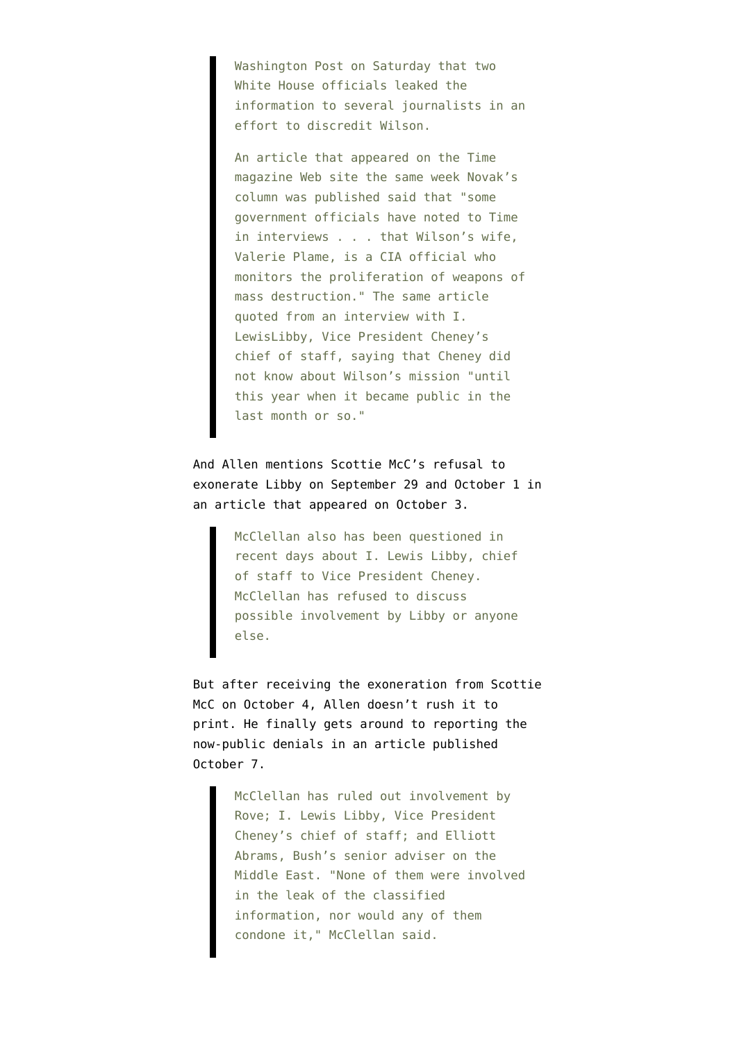> Washington Post on Saturday that two White House officials leaked the information to several journalists in an effort to discredit Wilson.
>
> An article that appeared on the Time magazine Web site the same week Novak's column was published said that "some government officials have noted to Time in interviews . . . that Wilson's wife, Valerie Plame, is a CIA official who monitors the proliferation of weapons of mass destruction." The same article quoted from an interview with I. LewisLibby, Vice President Cheney's chief of staff, saying that Cheney did not know about Wilson's mission "until this year when it became public in the last month or so."

And Allen mentions Scottie McC's refusal to exonerate Libby on September 29 and October 1 in an article that appeared on October 3.

> McClellan also has been questioned in recent days about I. Lewis Libby, chief of staff to Vice President Cheney. McClellan has refused to discuss possible involvement by Libby or anyone else.

But after receiving the exoneration from Scottie McC on October 4, Allen doesn't rush it to print. He finally gets around to reporting the now-public denials in an article published October 7.

> McClellan has ruled out involvement by Rove; I. Lewis Libby, Vice President Cheney's chief of staff; and Elliott Abrams, Bush's senior adviser on the Middle East. "None of them were involved in the leak of the classified information, nor would any of them condone it," McClellan said.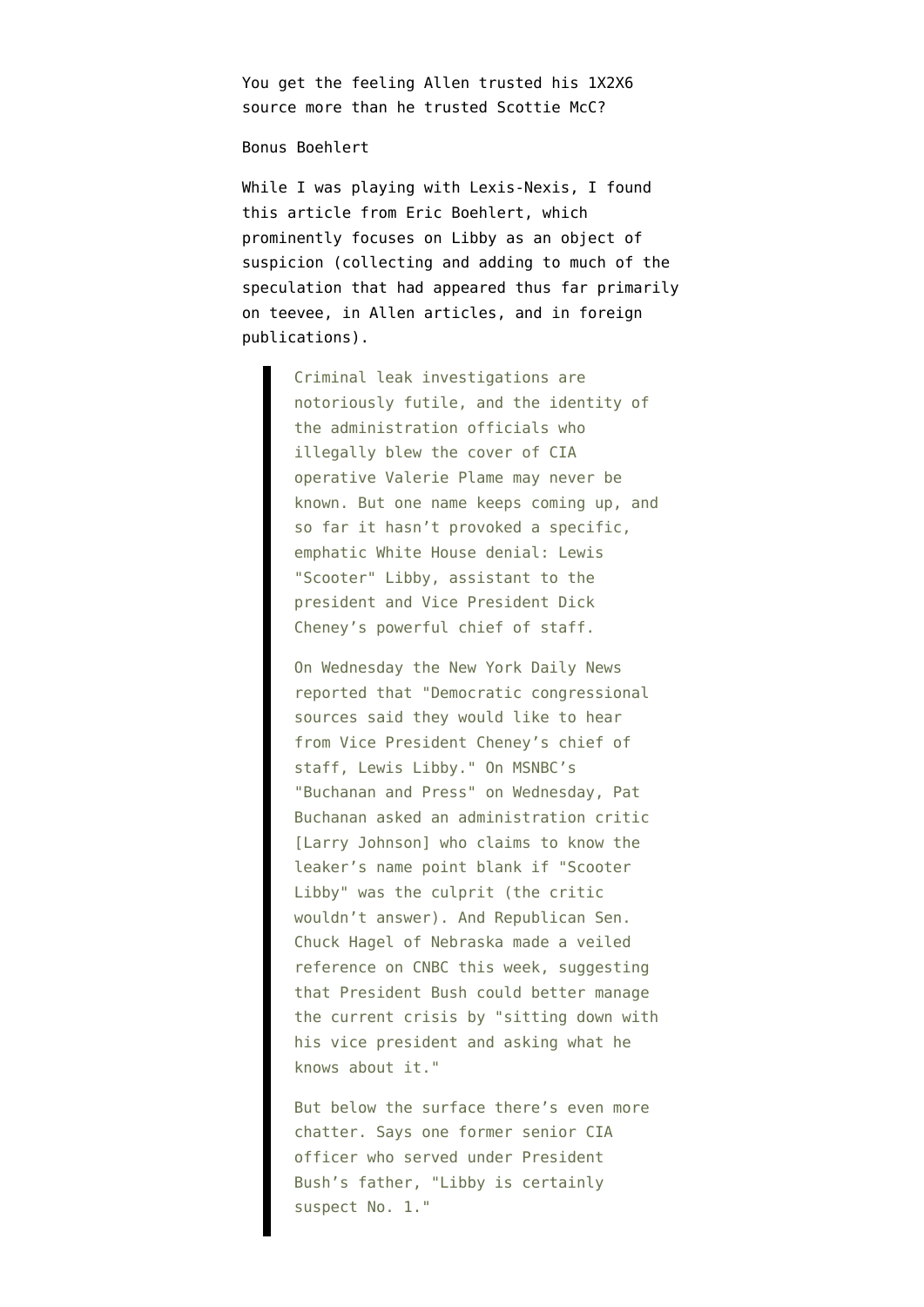You get the feeling Allen trusted his 1X2X6 source more than he trusted Scottie McC?

Bonus Boehlert

While I was playing with Lexis-Nexis, I found this article from Eric Boehlert, which prominently focuses on Libby as an object of suspicion (collecting and adding to much of the speculation that had appeared thus far primarily on teevee, in Allen articles, and in foreign publications).

> Criminal leak investigations are notoriously futile, and the identity of the administration officials who illegally blew the cover of CIA operative Valerie Plame may never be known. But one name keeps coming up, and so far it hasn't provoked a specific, emphatic White House denial: Lewis "Scooter" Libby, assistant to the president and Vice President Dick Cheney's powerful chief of staff.
>
> On Wednesday the New York Daily News reported that "Democratic congressional sources said they would like to hear from Vice President Cheney's chief of staff, Lewis Libby." On MSNBC's "Buchanan and Press" on Wednesday, Pat Buchanan asked an administration critic [Larry Johnson] who claims to know the leaker's name point blank if "Scooter Libby" was the culprit (the critic wouldn't answer). And Republican Sen. Chuck Hagel of Nebraska made a veiled reference on CNBC this week, suggesting that President Bush could better manage the current crisis by "sitting down with his vice president and asking what he knows about it."
>
> But below the surface there's even more chatter. Says one former senior CIA officer who served under President Bush's father, "Libby is certainly suspect No. 1."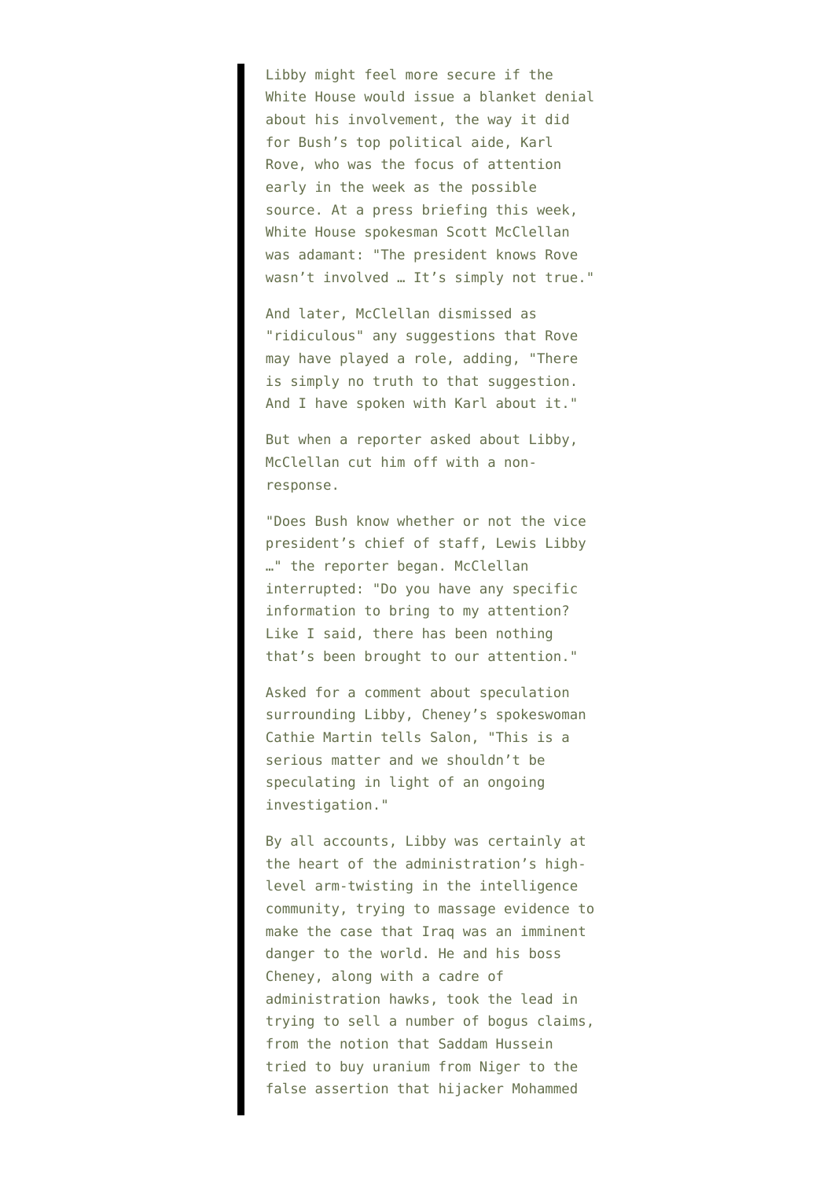Libby might feel more secure if the White House would issue a blanket denial about his involvement, the way it did for Bush's top political aide, Karl Rove, who was the focus of attention early in the week as the possible source. At a press briefing this week, White House spokesman Scott McClellan was adamant: "The president knows Rove wasn't involved … It's simply not true."

And later, McClellan dismissed as "ridiculous" any suggestions that Rove may have played a role, adding, "There is simply no truth to that suggestion. And I have spoken with Karl about it."

But when a reporter asked about Libby, McClellan cut him off with a non-response.

"Does Bush know whether or not the vice president's chief of staff, Lewis Libby …" the reporter began. McClellan interrupted: "Do you have any specific information to bring to my attention? Like I said, there has been nothing that's been brought to our attention."

Asked for a comment about speculation surrounding Libby, Cheney's spokeswoman Cathie Martin tells Salon, "This is a serious matter and we shouldn't be speculating in light of an ongoing investigation."

By all accounts, Libby was certainly at the heart of the administration's high-level arm-twisting in the intelligence community, trying to massage evidence to make the case that Iraq was an imminent danger to the world. He and his boss Cheney, along with a cadre of administration hawks, took the lead in trying to sell a number of bogus claims, from the notion that Saddam Hussein tried to buy uranium from Niger to the false assertion that hijacker Mohammed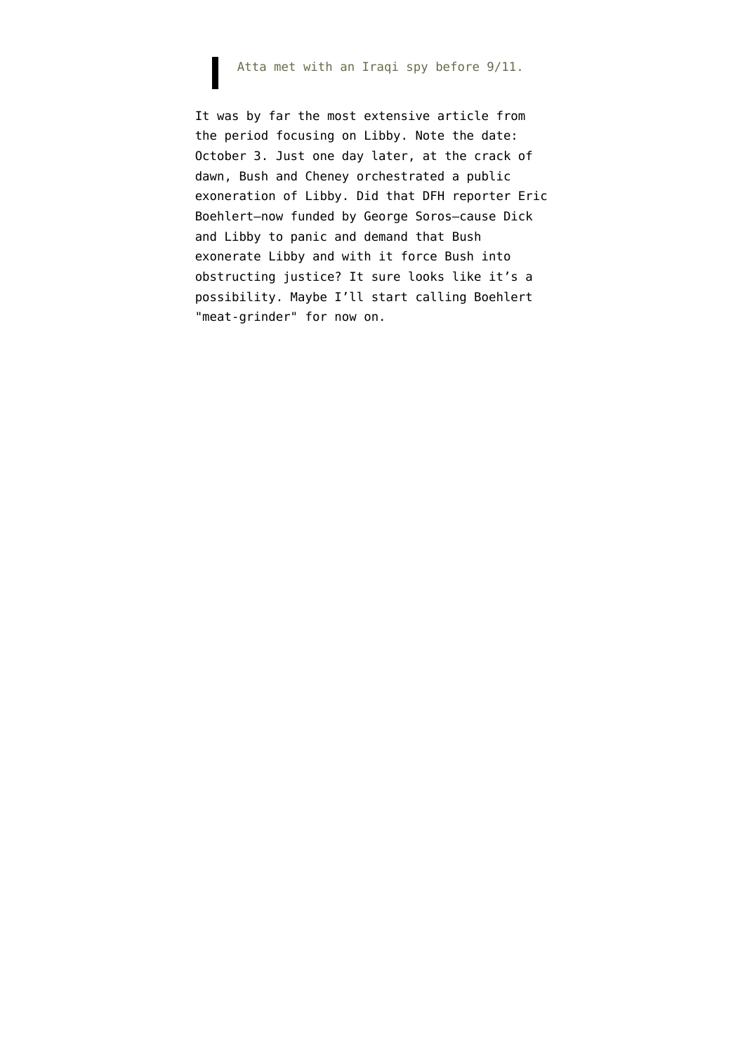> Atta met with an Iraqi spy before 9/11.

It was by far the most extensive article from the period focusing on Libby. Note the date: October 3. Just one day later, at the crack of dawn, Bush and Cheney orchestrated a public exoneration of Libby. Did that DFH reporter Eric Boehlert—now funded by George Soros—cause Dick and Libby to panic and demand that Bush exonerate Libby and with it force Bush into obstructing justice? It sure looks like it's a possibility. Maybe I'll start calling Boehlert "meat-grinder" for now on.